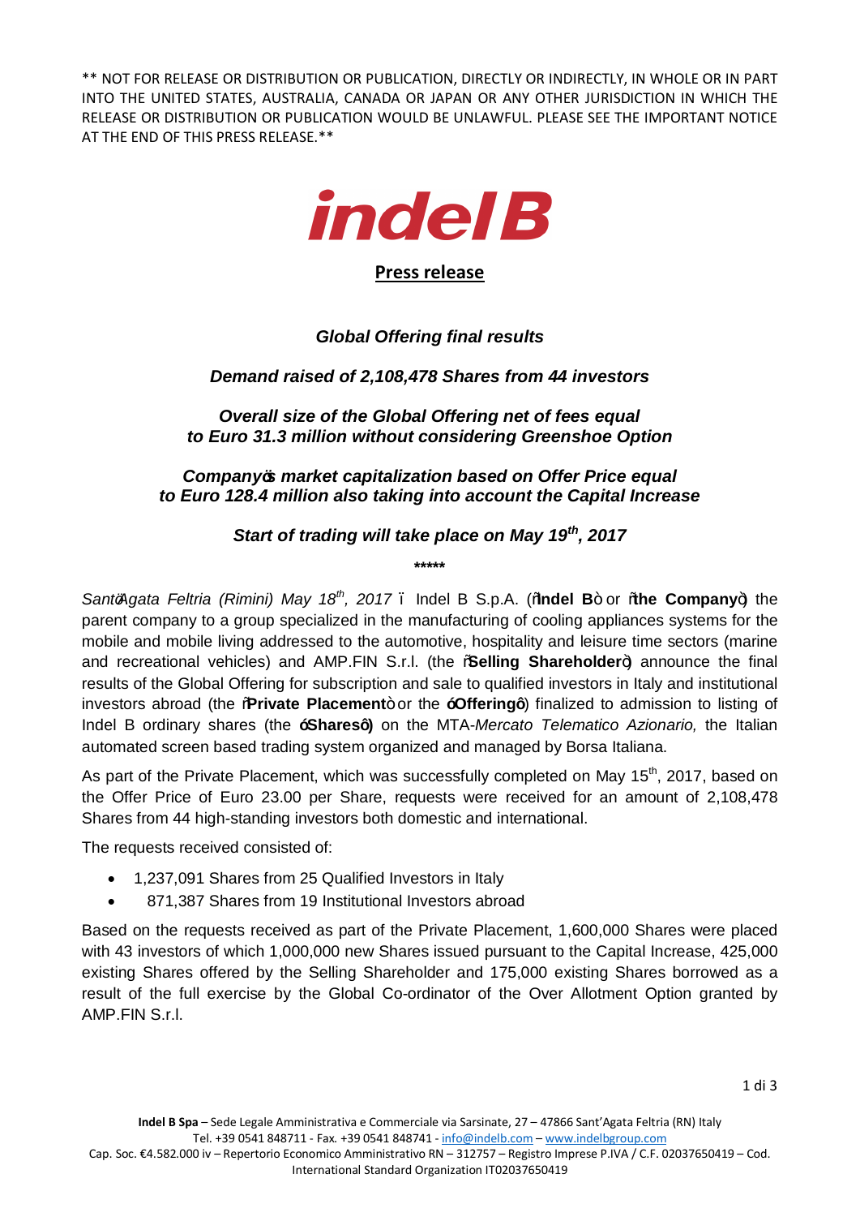\*\* NOT FOR RELEASE OR DISTRIBUTION OR PUBLICATION, DIRECTLY OR INDIRECTLY, IN WHOLE OR IN PART INTO THE UNITED STATES, AUSTRALIA, CANADA OR JAPAN OR ANY OTHER JURISDICTION IN WHICH THE RELEASE OR DISTRIBUTION OR PUBLICATION WOULD BE UNLAWFUL. PLEASE SEE THE IMPORTANT NOTICE AT THE END OF THIS PRESS RELEASE.\*\*

indel B

**Press release**

***Global Offering final results***

***Demand raised of 2,108,478 Shares from 44 investors***

***Overall size of the Global Offering net of fees equal to Euro 31.3 million without considering Greenshoe Option***

***Company's market capitalization based on Offer Price equal to Euro 128.4 million also taking into account the Capital Increase***

***Start of trading will take place on May 19th, 2017***

\*\*\*\*\*

*Sant'Agata Feltria (Rimini) May 18th, 2017* – Indel B S.p.A. ("**Indel B**" or "**the Company**") the parent company to a group specialized in the manufacturing of cooling appliances systems for the mobile and mobile living addressed to the automotive, hospitality and leisure time sectors (marine and recreational vehicles) and AMP.FIN S.r.l. (the "**Selling Shareholder**") announce the final results of the Global Offering for subscription and sale to qualified investors in Italy and institutional investors abroad (the "**Private Placement**" or the "**Offering**") finalized to admission to listing of Indel B ordinary shares (the "**Shares**") on the MTA-*Mercato Telematico Azionario,* the Italian automated screen based trading system organized and managed by Borsa Italiana.

As part of the Private Placement, which was successfully completed on May 15th, 2017, based on the Offer Price of Euro 23.00 per Share, requests were received for an amount of 2,108,478 Shares from 44 high-standing investors both domestic and international.

The requests received consisted of:

- 1,237,091 Shares from 25 Qualified Investors in Italy
- 871,387 Shares from 19 Institutional Investors abroad

Based on the requests received as part of the Private Placement, 1,600,000 Shares were placed with 43 investors of which 1,000,000 new Shares issued pursuant to the Capital Increase, 425,000 existing Shares offered by the Selling Shareholder and 175,000 existing Shares borrowed as a result of the full exercise by the Global Co-ordinator of the Over Allotment Option granted by AMP.FIN S.r.l.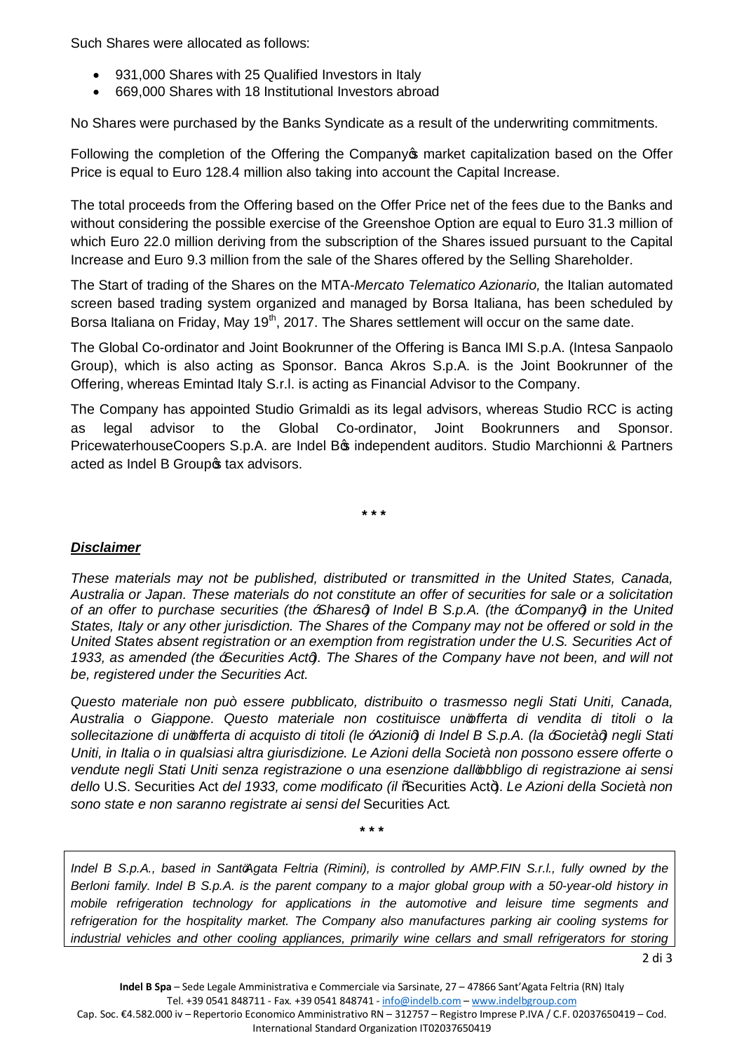Such Shares were allocated as follows:

- 931,000 Shares with 25 Qualified Investors in Italy
- 669,000 Shares with 18 Institutional Investors abroad

No Shares were purchased by the Banks Syndicate as a result of the underwriting commitments.

Following the completion of the Offering the Company's market capitalization based on the Offer Price is equal to Euro 128.4 million also taking into account the Capital Increase.

The total proceeds from the Offering based on the Offer Price net of the fees due to the Banks and without considering the possible exercise of the Greenshoe Option are equal to Euro 31.3 million of which Euro 22.0 million deriving from the subscription of the Shares issued pursuant to the Capital Increase and Euro 9.3 million from the sale of the Shares offered by the Selling Shareholder.

The Start of trading of the Shares on the MTA-*Mercato Telematico Azionario,* the Italian automated screen based trading system organized and managed by Borsa Italiana, has been scheduled by Borsa Italiana on Friday, May 19th, 2017. The Shares settlement will occur on the same date.

The Global Co-ordinator and Joint Bookrunner of the Offering is Banca IMI S.p.A. (Intesa Sanpaolo Group), which is also acting as Sponsor. Banca Akros S.p.A. is the Joint Bookrunner of the Offering, whereas Emintad Italy S.r.l. is acting as Financial Advisor to the Company.

The Company has appointed Studio Grimaldi as its legal advisors, whereas Studio RCC is acting as legal advisor to the Global Co-ordinator, Joint Bookrunners and Sponsor. PricewaterhouseCoopers S.p.A. are Indel B's independent auditors. Studio Marchionni & Partners acted as Indel B Group's tax advisors.

\* \* \*

***Disclaimer***

*These materials may not be published, distributed or transmitted in the United States, Canada, Australia or Japan. These materials do not constitute an offer of securities for sale or a solicitation of an offer to purchase securities (the "Shares") of Indel B S.p.A. (the "Company") in the United States, Italy or any other jurisdiction. The Shares of the Company may not be offered or sold in the United States absent registration or an exemption from registration under the U.S. Securities Act of 1933, as amended (the "Securities Act"). The Shares of the Company have not been, and will not be, registered under the Securities Act.*

*Questo materiale non può essere pubblicato, distribuito o trasmesso negli Stati Uniti, Canada, Australia o Giappone. Questo materiale non costituisce un'offerta di vendita di titoli o la sollecitazione di un'offerta di acquisto di titoli (le "Azioni") di Indel B S.p.A. (la "Società") negli Stati Uniti, in Italia o in qualsiasi altra giurisdizione. Le Azioni della Società non possono essere offerte o vendute negli Stati Uniti senza registrazione o una esenzione dall'obbligo di registrazione ai sensi dello* U.S. Securities Act *del 1933, come modificato (il "*Securities Act*"). Le Azioni della Società non sono state e non saranno registrate ai sensi del* Securities Act*.*

\* \* \*

*Indel B S.p.A., based in Sant'Agata Feltria (Rimini), is controlled by AMP.FIN S.r.l., fully owned by the Berloni family. Indel B S.p.A. is the parent company to a major global group with a 50-year-old history in mobile refrigeration technology for applications in the automotive and leisure time segments and refrigeration for the hospitality market. The Company also manufactures parking air cooling systems for industrial vehicles and other cooling appliances, primarily wine cellars and small refrigerators for storing*

**Indel B Spa** – Sede Legale Amministrativa e Commerciale via Sarsinate, 27 – 47866 Sant'Agata Feltria (RN) Italy
Tel. +39 0541 848711 - Fax. +39 0541 848741 - info@indelb.com – www.indelbgroup.com
Cap. Soc. €4.582.000 iv – Repertorio Economico Amministrativo RN – 312757 – Registro Imprese P.IVA / C.F. 02037650419 – Cod. International Standard Organization IT02037650419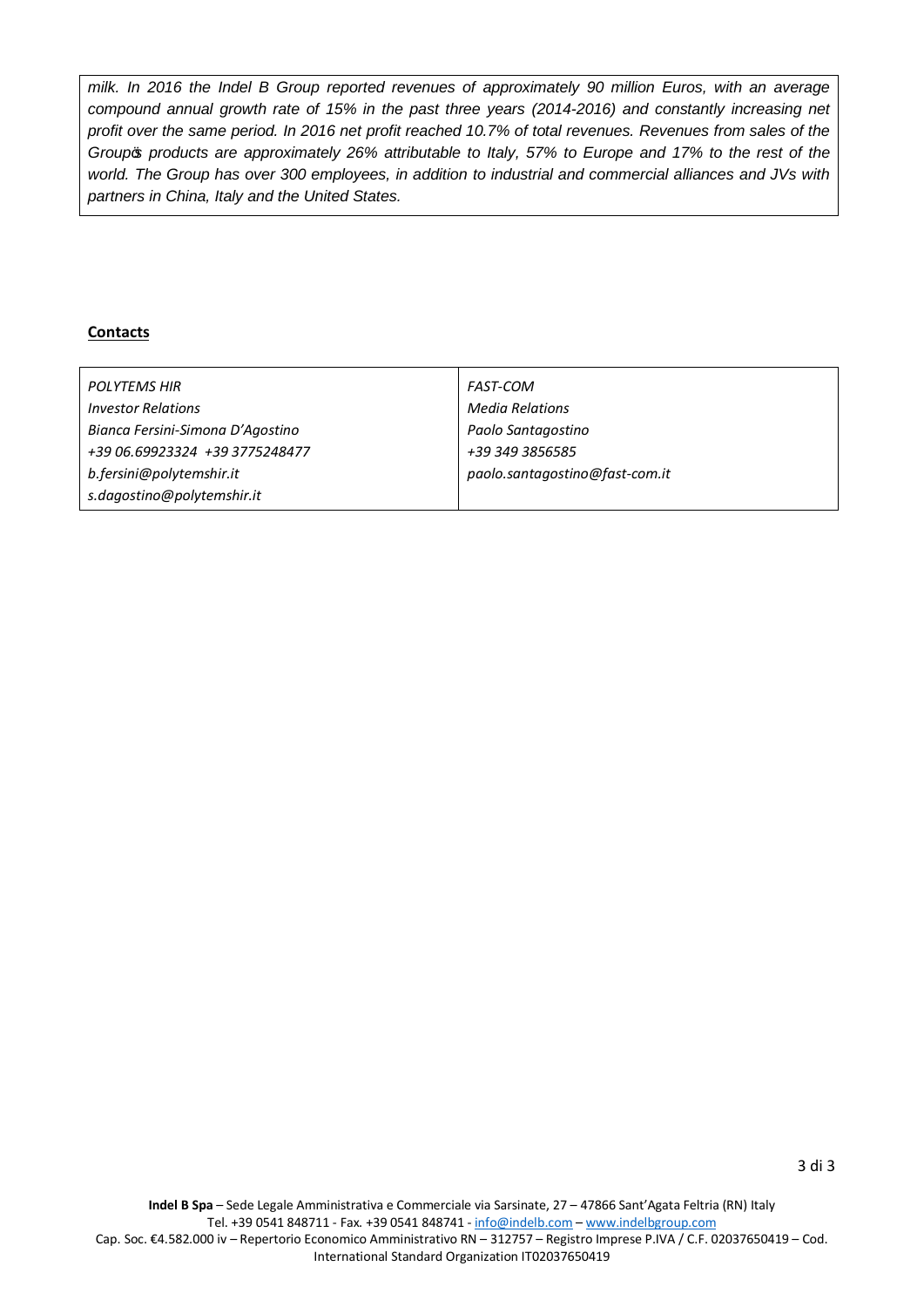*milk. In 2016 the Indel B Group reported revenues of approximately 90 million Euros, with an average compound annual growth rate of 15% in the past three years (2014-2016) and constantly increasing net profit over the same period. In 2016 net profit reached 10.7% of total revenues. Revenues from sales of the Group's products are approximately 26% attributable to Italy, 57% to Europe and 17% to the rest of the world. The Group has over 300 employees, in addition to industrial and commercial alliances and JVs with partners in China, Italy and the United States.*

**Contacts**

| | |
|---|---|
| *POLYTEMS HIR*<br>*Investor Relations*<br>*Bianca Fersini-Simona D'Agostino*<br>*+39 06.69923324 +39 3775248477*<br>*b.fersini@polytemshir.it*<br>*s.dagostino@polytemshir.it* | *FAST-COM*<br>*Media Relations*<br>*Paolo Santagostino*<br>*+39 349 3856585*<br>*paolo.santagostino@fast-com.it* |

**Indel B Spa** – Sede Legale Amministrativa e Commerciale via Sarsinate, 27 – 47866 Sant'Agata Feltria (RN) Italy
Tel. +39 0541 848711 - Fax. +39 0541 848741 - info@indelb.com – www.indelbgroup.com
Cap. Soc. €4.582.000 iv – Repertorio Economico Amministrativo RN – 312757 – Registro Imprese P.IVA / C.F. 02037650419 – Cod. International Standard Organization IT02037650419